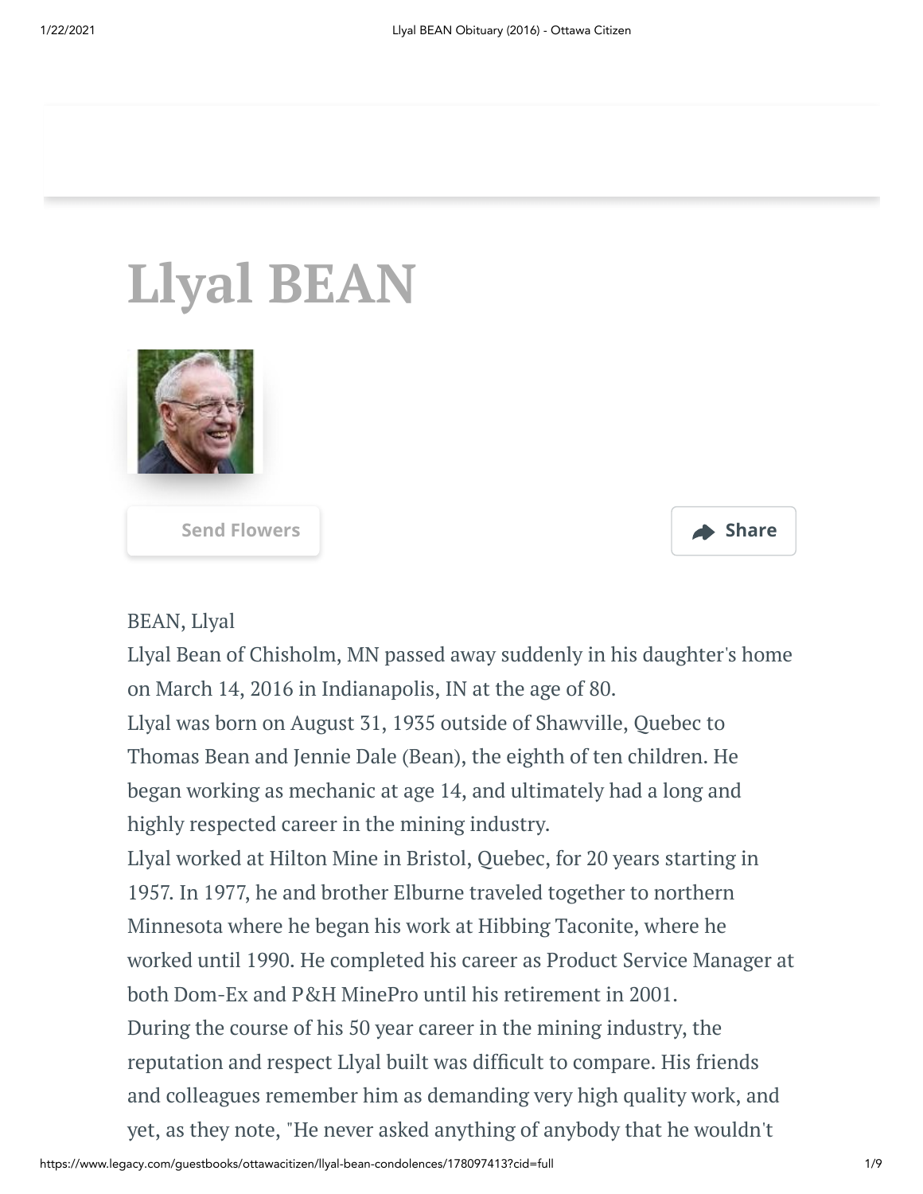# Llyal BEAN

Send Flowers

Share

BEAN, Llyal

Llyal Bean of Chisholm, MN passed away suddenly in his daughter's home on March 14, 2016 in Indianapolis, IN at the age of 80.

Llyal was born on August 31, 1935 outside of Shawville, Quebec to Thomas Bean and Jennie Dale (Bean), the eighth of ten children. He began working as mechanic at age 14, and ultimately had a long and highly respected career in the mining industry.

Llyal worked at Hilton Mine in Bristol, Quebec, for 20 years starting in 1957. In 1977, he and brother Elburne traveled together to northern Minnesota where he began his work at Hibbing Taconite, where he worked until 1990. He completed his career as Product Service Manager at both Dom-Ex and P&H MinePro until his retirement in 2001.

During the course of his 50 year career in the mining industry, the reputation and respect Llyal built was difficult to compare. His friends and colleagues remember him as demanding very high quality work, and yet, as they note, "He never asked anything of anybody that he wouldn't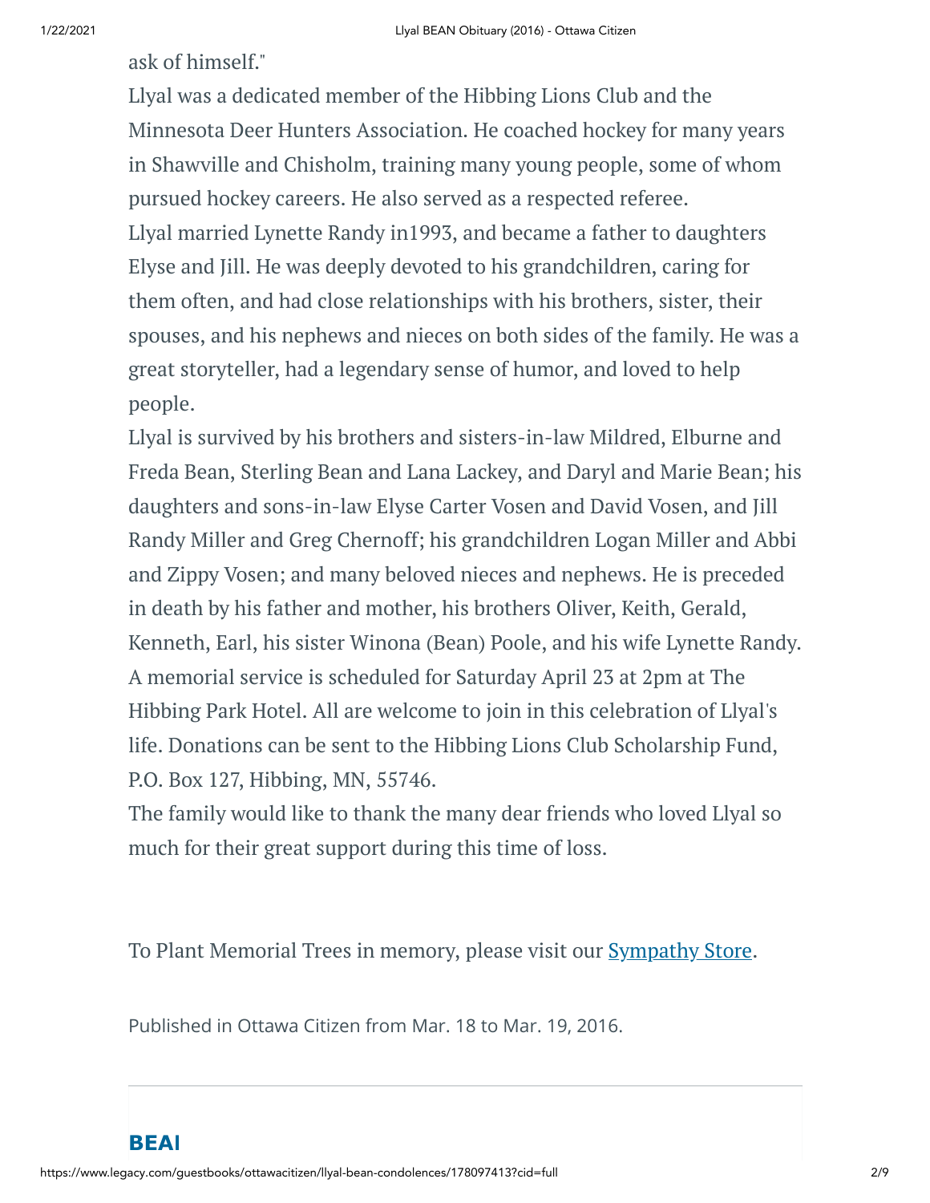ask of himself."

Llyal was a dedicated member of the Hibbing Lions Club and the Minnesota Deer Hunters Association. He coached hockey for many years in Shawville and Chisholm, training many young people, some of whom pursued hockey careers. He also served as a respected referee.

Llyal married Lynette Randy in1993, and became a father to daughters Elyse and Jill. He was deeply devoted to his grandchildren, caring for them often, and had close relationships with his brothers, sister, their spouses, and his nephews and nieces on both sides of the family. He was a great storyteller, had a legendary sense of humor, and loved to help people.

Llyal is survived by his brothers and sisters-in-law Mildred, Elburne and Freda Bean, Sterling Bean and Lana Lackey, and Daryl and Marie Bean; his daughters and sons-in-law Elyse Carter Vosen and David Vosen, and Jill Randy Miller and Greg Chernoff; his grandchildren Logan Miller and Abbi and Zippy Vosen; and many beloved nieces and nephews. He is preceded in death by his father and mother, his brothers Oliver, Keith, Gerald, Kenneth, Earl, his sister Winona (Bean) Poole, and his wife Lynette Randy.

A memorial service is scheduled for Saturday April 23 at 2pm at The Hibbing Park Hotel. All are welcome to join in this celebration of Llyal's life. Donations can be sent to the Hibbing Lions Club Scholarship Fund, P.O. Box 127, Hibbing, MN, 55746.

The family would like to thank the many dear friends who loved Llyal so much for their great support during this time of loss.

To Plant Memorial Trees in memory, please visit our Sympathy Store.

Published in Ottawa Citizen from Mar. 18 to Mar. 19, 2016.

**BEAI**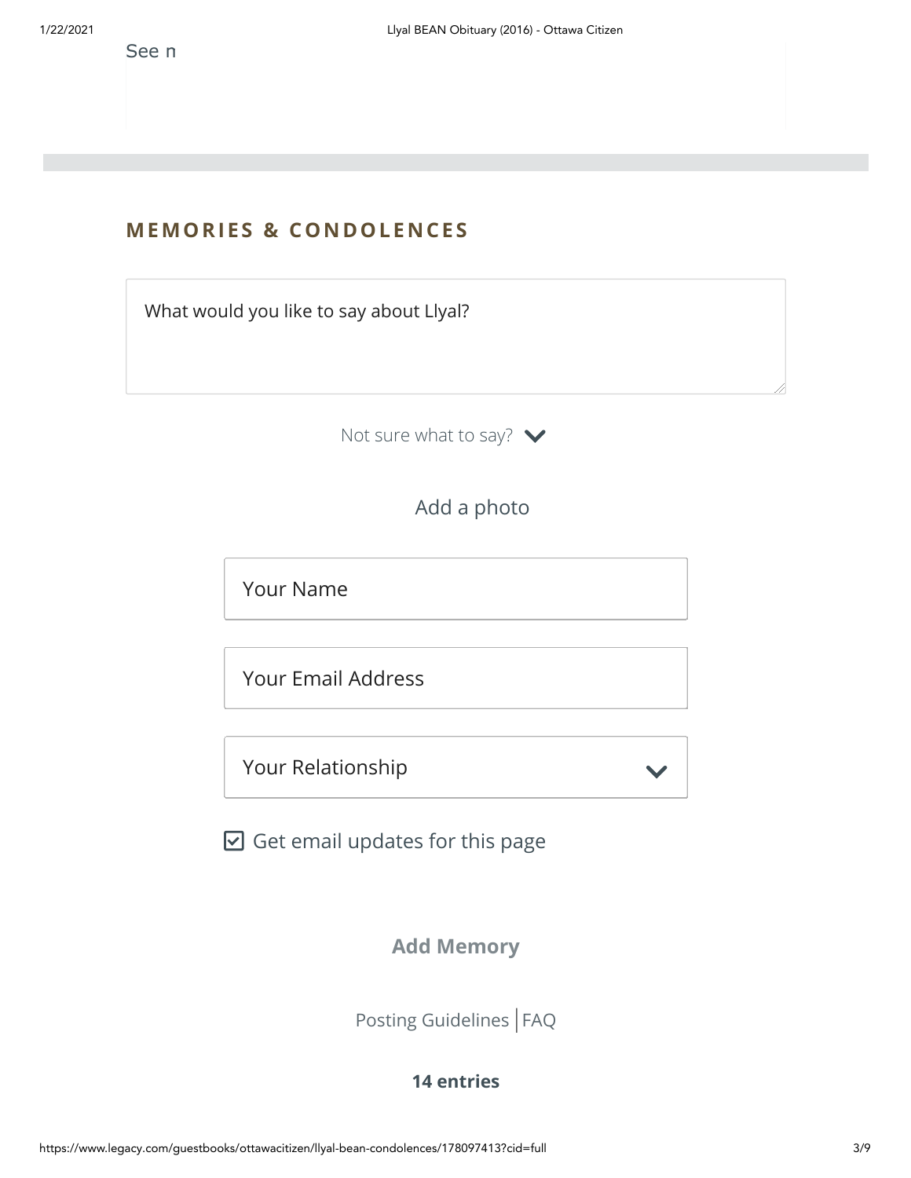See n

## MEMORIES & CONDOLENCES

What would you like to say about Llyal?

Not sure what to say?

Add a photo

Your Name

Your Email Address

Your Relationship

☑ Get email updates for this page

**Add Memory**

Posting Guidelines | FAQ

**14 entries**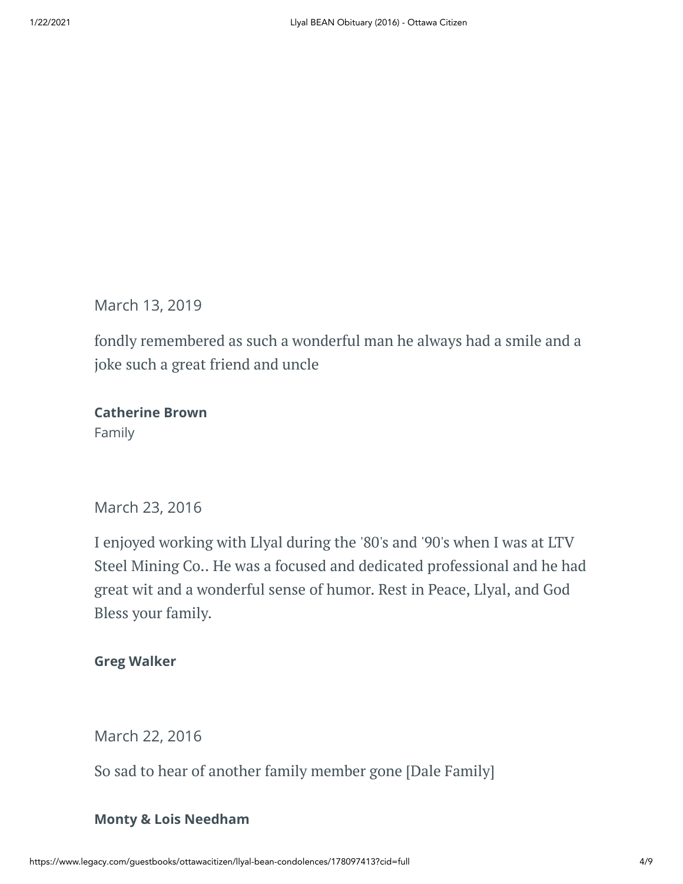March 13, 2019

fondly remembered as such a wonderful man he always had a smile and a joke such a great friend and uncle

**Catherine Brown**
Family

March 23, 2016

I enjoyed working with Llyal during the '80's and '90's when I was at LTV Steel Mining Co.. He was a focused and dedicated professional and he had great wit and a wonderful sense of humor. Rest in Peace, Llyal, and God Bless your family.

**Greg Walker**

March 22, 2016

So sad to hear of another family member gone [Dale Family]

**Monty & Lois Needham**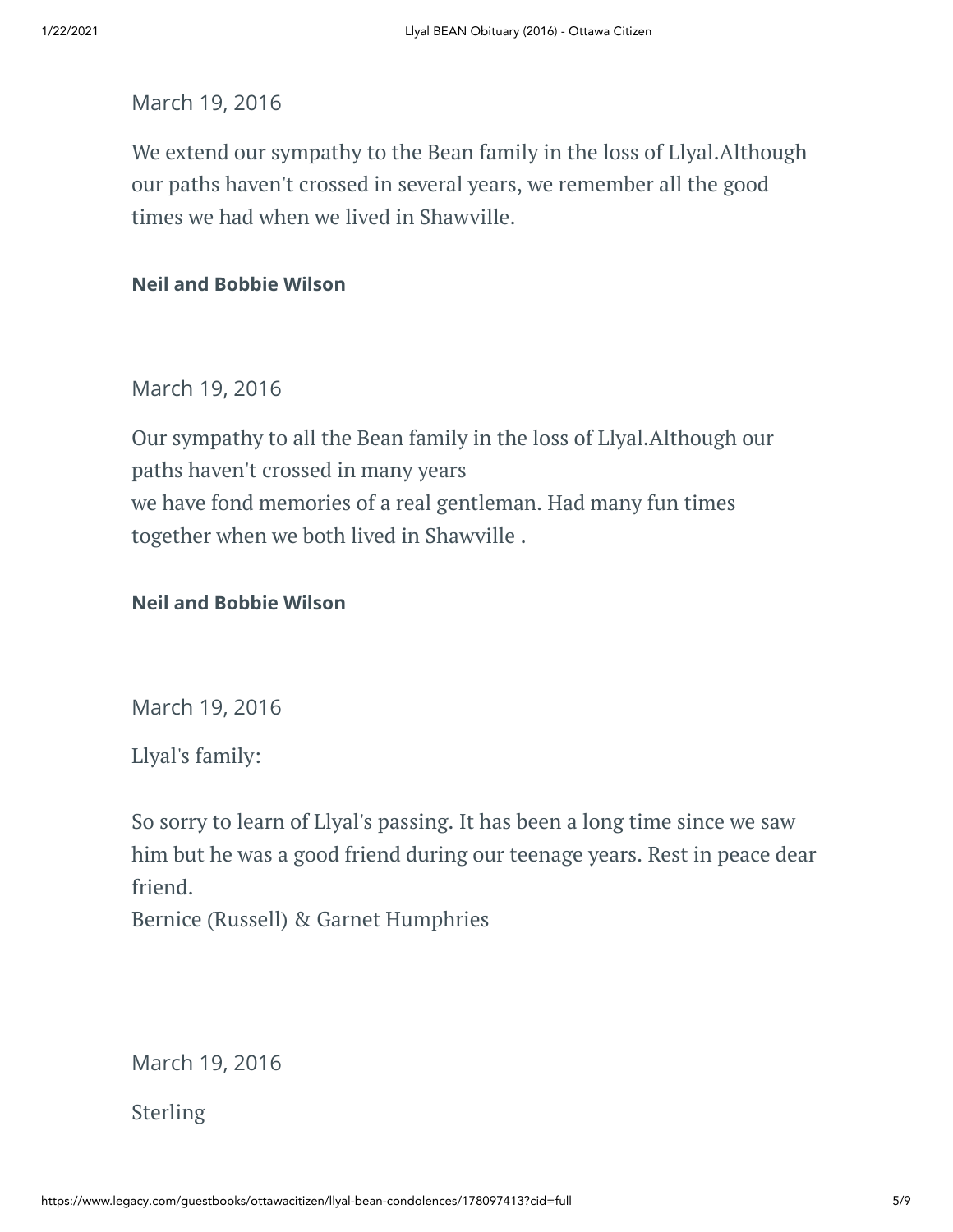March 19, 2016

We extend our sympathy to the Bean family in the loss of Llyal.Although our paths haven't crossed in several years, we remember all the good times we had when we lived in Shawville.

**Neil and Bobbie Wilson**

March 19, 2016

Our sympathy to all the Bean family in the loss of Llyal.Although our paths haven't crossed in many years
we have fond memories of a real gentleman. Had many fun times together when we both lived in Shawville .

**Neil and Bobbie Wilson**

March 19, 2016

Llyal's family:

So sorry to learn of Llyal's passing. It has been a long time since we saw him but he was a good friend during our teenage years. Rest in peace dear friend.
Bernice (Russell) & Garnet Humphries

March 19, 2016

Sterling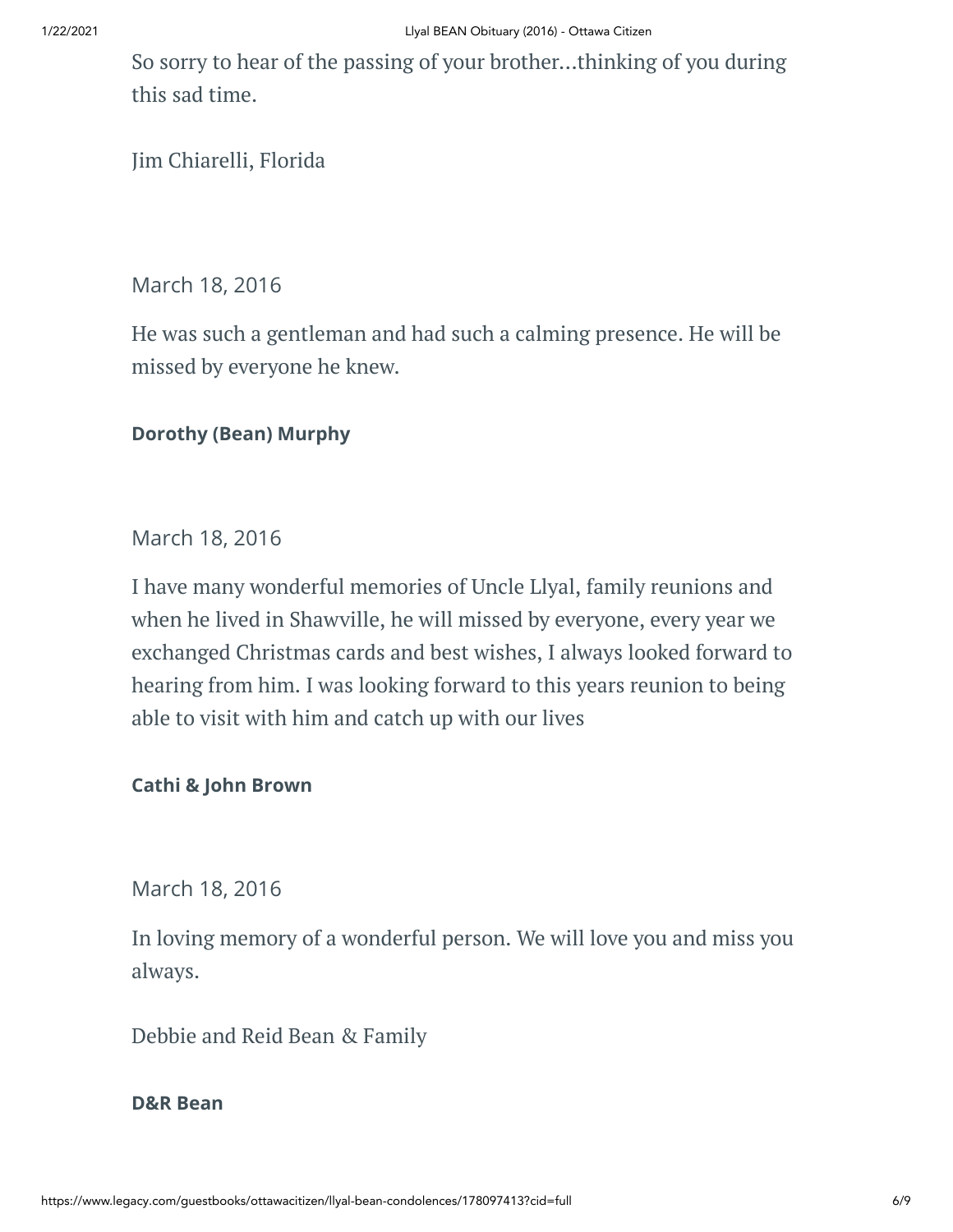So sorry to hear of the passing of your brother...thinking of you during this sad time.

Jim Chiarelli, Florida

March 18, 2016

He was such a gentleman and had such a calming presence. He will be missed by everyone he knew.

**Dorothy (Bean) Murphy**

March 18, 2016

I have many wonderful memories of Uncle Llyal, family reunions and when he lived in Shawville, he will missed by everyone, every year we exchanged Christmas cards and best wishes, I always looked forward to hearing from him. I was looking forward to this years reunion to being able to visit with him and catch up with our lives

**Cathi & John Brown**

March 18, 2016

In loving memory of a wonderful person. We will love you and miss you always.

Debbie and Reid Bean & Family

**D&R Bean**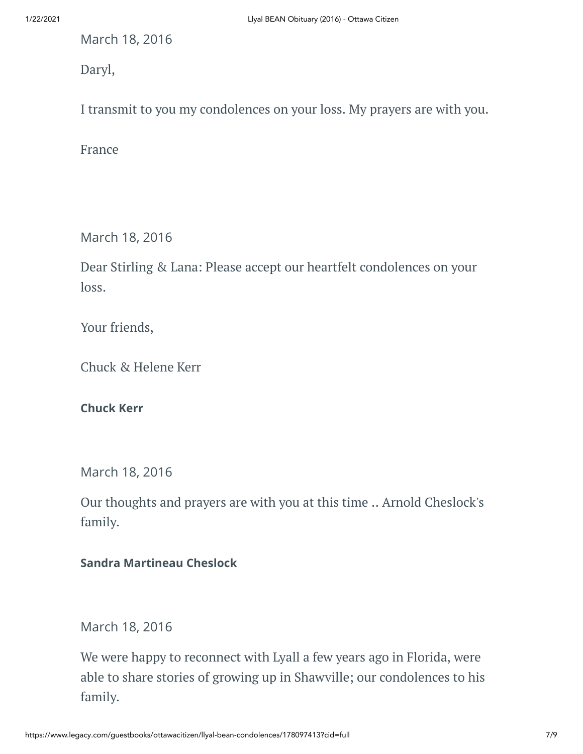March 18, 2016

Daryl,

I transmit to you my condolences on your loss. My prayers are with you.

France

March 18, 2016

Dear Stirling & Lana: Please accept our heartfelt condolences on your loss.

Your friends,

Chuck & Helene Kerr

**Chuck Kerr**

March 18, 2016

Our thoughts and prayers are with you at this time .. Arnold Cheslock's family.

**Sandra Martineau Cheslock**

March 18, 2016

We were happy to reconnect with Lyall a few years ago in Florida, were able to share stories of growing up in Shawville; our condolences to his family.